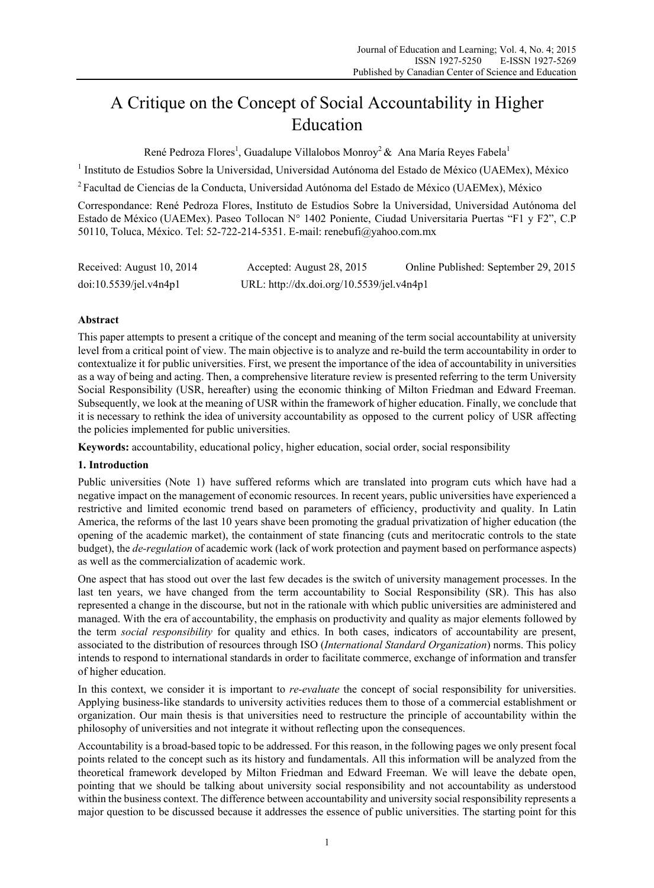# A Critique on the Concept of Social Accountability in Higher Education

René Pedroza Flores[1], Guadalupe Villalobos Monroy[2] & Ana María Reyes Fabela[1]

[1] Instituto de Estudios Sobre la Universidad, Universidad Autónoma del Estado de México (UAEMex), México

[2] Facultad de Ciencias de la Conducta, Universidad Autónoma del Estado de México (UAEMex), México

Correspondance: René Pedroza Flores, Instituto de Estudios Sobre la Universidad, Universidad Autónoma del Estado de México (UAEMex). Paseo Tollocan N° 1402 Poniente, Ciudad Universitaria Puertas "F1 y F2", C.P 50110, Toluca, México. Tel: 52-722-214-5351. E-mail: renebufi@yahoo.com.mx

Received: August 10, 2014    Accepted: August 28, 2015    Online Published: September 29, 2015

doi:10.5539/jel.v4n4p1    URL: http://dx.doi.org/10.5539/jel.v4n4p1

## Abstract

This paper attempts to present a critique of the concept and meaning of the term social accountability at university level from a critical point of view. The main objective is to analyze and re-build the term accountability in order to contextualize it for public universities. First, we present the importance of the idea of accountability in universities as a way of being and acting. Then, a comprehensive literature review is presented referring to the term University Social Responsibility (USR, hereafter) using the economic thinking of Milton Friedman and Edward Freeman. Subsequently, we look at the meaning of USR within the framework of higher education. Finally, we conclude that it is necessary to rethink the idea of university accountability as opposed to the current policy of USR affecting the policies implemented for public universities.

**Keywords:** accountability, educational policy, higher education, social order, social responsibility

## 1. Introduction

Public universities (Note 1) have suffered reforms which are translated into program cuts which have had a negative impact on the management of economic resources. In recent years, public universities have experienced a restrictive and limited economic trend based on parameters of efficiency, productivity and quality. In Latin America, the reforms of the last 10 years shave been promoting the gradual privatization of higher education (the opening of the academic market), the containment of state financing (cuts and meritocratic controls to the state budget), the *de-regulation* of academic work (lack of work protection and payment based on performance aspects) as well as the commercialization of academic work.

One aspect that has stood out over the last few decades is the switch of university management processes. In the last ten years, we have changed from the term accountability to Social Responsibility (SR). This has also represented a change in the discourse, but not in the rationale with which public universities are administered and managed. With the era of accountability, the emphasis on productivity and quality as major elements followed by the term *social responsibility* for quality and ethics. In both cases, indicators of accountability are present, associated to the distribution of resources through ISO (*International Standard Organization*) norms. This policy intends to respond to international standards in order to facilitate commerce, exchange of information and transfer of higher education.

In this context, we consider it is important to *re-evaluate* the concept of social responsibility for universities. Applying business-like standards to university activities reduces them to those of a commercial establishment or organization. Our main thesis is that universities need to restructure the principle of accountability within the philosophy of universities and not integrate it without reflecting upon the consequences.

Accountability is a broad-based topic to be addressed. For this reason, in the following pages we only present focal points related to the concept such as its history and fundamentals. All this information will be analyzed from the theoretical framework developed by Milton Friedman and Edward Freeman. We will leave the debate open, pointing that we should be talking about university social responsibility and not accountability as understood within the business context. The difference between accountability and university social responsibility represents a major question to be discussed because it addresses the essence of public universities. The starting point for this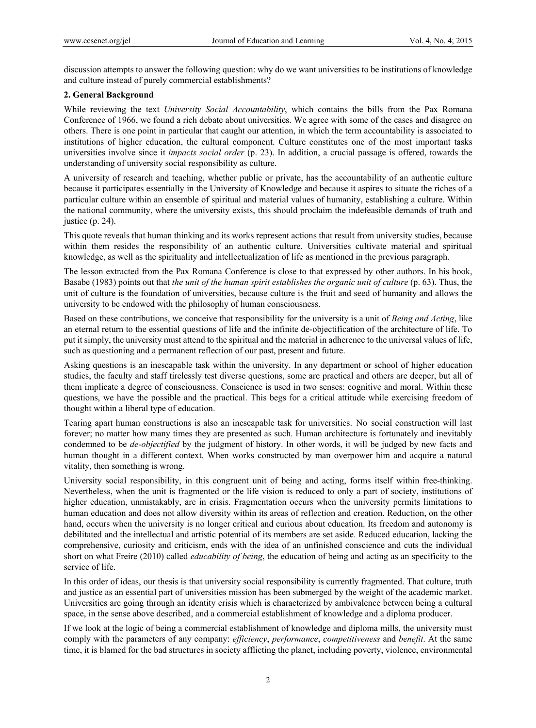discussion attempts to answer the following question: why do we want universities to be institutions of knowledge and culture instead of purely commercial establishments?

## 2. General Background

While reviewing the text *University Social Accountability*, which contains the bills from the Pax Romana Conference of 1966, we found a rich debate about universities. We agree with some of the cases and disagree on others. There is one point in particular that caught our attention, in which the term accountability is associated to institutions of higher education, the cultural component. Culture constitutes one of the most important tasks universities involve since it *impacts social order* (p. 23). In addition, a crucial passage is offered, towards the understanding of university social responsibility as culture.

A university of research and teaching, whether public or private, has the accountability of an authentic culture because it participates essentially in the University of Knowledge and because it aspires to situate the riches of a particular culture within an ensemble of spiritual and material values of humanity, establishing a culture. Within the national community, where the university exists, this should proclaim the indefeasible demands of truth and justice (p. 24).

This quote reveals that human thinking and its works represent actions that result from university studies, because within them resides the responsibility of an authentic culture. Universities cultivate material and spiritual knowledge, as well as the spirituality and intellectualization of life as mentioned in the previous paragraph.

The lesson extracted from the Pax Romana Conference is close to that expressed by other authors. In his book, Basabe (1983) points out that *the unit of the human spirit establishes the organic unit of culture* (p. 63). Thus, the unit of culture is the foundation of universities, because culture is the fruit and seed of humanity and allows the university to be endowed with the philosophy of human consciousness.

Based on these contributions, we conceive that responsibility for the university is a unit of *Being and Acting*, like an eternal return to the essential questions of life and the infinite de-objectification of the architecture of life. To put it simply, the university must attend to the spiritual and the material in adherence to the universal values of life, such as questioning and a permanent reflection of our past, present and future.

Asking questions is an inescapable task within the university. In any department or school of higher education studies, the faculty and staff tirelessly test diverse questions, some are practical and others are deeper, but all of them implicate a degree of consciousness. Conscience is used in two senses: cognitive and moral. Within these questions, we have the possible and the practical. This begs for a critical attitude while exercising freedom of thought within a liberal type of education.

Tearing apart human constructions is also an inescapable task for universities. No social construction will last forever; no matter how many times they are presented as such. Human architecture is fortunately and inevitably condemned to be *de-objectified* by the judgment of history. In other words, it will be judged by new facts and human thought in a different context. When works constructed by man overpower him and acquire a natural vitality, then something is wrong.

University social responsibility, in this congruent unit of being and acting, forms itself within free-thinking. Nevertheless, when the unit is fragmented or the life vision is reduced to only a part of society, institutions of higher education, unmistakably, are in crisis. Fragmentation occurs when the university permits limitations to human education and does not allow diversity within its areas of reflection and creation. Reduction, on the other hand, occurs when the university is no longer critical and curious about education. Its freedom and autonomy is debilitated and the intellectual and artistic potential of its members are set aside. Reduced education, lacking the comprehensive, curiosity and criticism, ends with the idea of an unfinished conscience and cuts the individual short on what Freire (2010) called *educability of being*, the education of being and acting as an specificity to the service of life.

In this order of ideas, our thesis is that university social responsibility is currently fragmented. That culture, truth and justice as an essential part of universities mission has been submerged by the weight of the academic market. Universities are going through an identity crisis which is characterized by ambivalence between being a cultural space, in the sense above described, and a commercial establishment of knowledge and a diploma producer.

If we look at the logic of being a commercial establishment of knowledge and diploma mills, the university must comply with the parameters of any company: *efficiency*, *performance*, *competitiveness* and *benefit*. At the same time, it is blamed for the bad structures in society afflicting the planet, including poverty, violence, environmental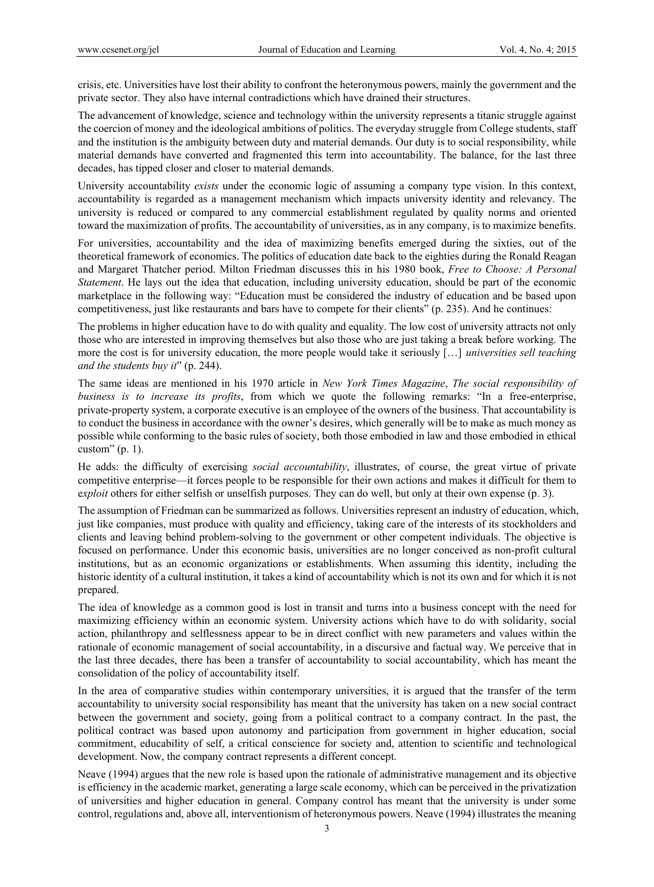crisis, etc. Universities have lost their ability to confront the heteronymous powers, mainly the government and the private sector. They also have internal contradictions which have drained their structures.

The advancement of knowledge, science and technology within the university represents a titanic struggle against the coercion of money and the ideological ambitions of politics. The everyday struggle from College students, staff and the institution is the ambiguity between duty and material demands. Our duty is to social responsibility, while material demands have converted and fragmented this term into accountability. The balance, for the last three decades, has tipped closer and closer to material demands.

University accountability *exists* under the economic logic of assuming a company type vision. In this context, accountability is regarded as a management mechanism which impacts university identity and relevancy. The university is reduced or compared to any commercial establishment regulated by quality norms and oriented toward the maximization of profits. The accountability of universities, as in any company, is to maximize benefits.

For universities, accountability and the idea of maximizing benefits emerged during the sixties, out of the theoretical framework of economics. The politics of education date back to the eighties during the Ronald Reagan and Margaret Thatcher period. Milton Friedman discusses this in his 1980 book, *Free to Choose: A Personal Statement*. He lays out the idea that education, including university education, should be part of the economic marketplace in the following way: "Education must be considered the industry of education and be based upon competitiveness, just like restaurants and bars have to compete for their clients" (p. 235). And he continues:

The problems in higher education have to do with quality and equality. The low cost of university attracts not only those who are interested in improving themselves but also those who are just taking a break before working. The more the cost is for university education, the more people would take it seriously […] *universities sell teaching and the students buy it*" (p. 244).

The same ideas are mentioned in his 1970 article in *New York Times Magazine*, *The social responsibility of business is to increase its profits*, from which we quote the following remarks: "In a free-enterprise, private-property system, a corporate executive is an employee of the owners of the business. That accountability is to conduct the business in accordance with the owner's desires, which generally will be to make as much money as possible while conforming to the basic rules of society, both those embodied in law and those embodied in ethical custom" (p. 1).

He adds: the difficulty of exercising *social accountability*, illustrates, of course, the great virtue of private competitive enterprise—it forces people to be responsible for their own actions and makes it difficult for them to e*xploit* others for either selfish or unselfish purposes. They can do well, but only at their own expense (p. 3).

The assumption of Friedman can be summarized as follows. Universities represent an industry of education, which, just like companies, must produce with quality and efficiency, taking care of the interests of its stockholders and clients and leaving behind problem-solving to the government or other competent individuals. The objective is focused on performance. Under this economic basis, universities are no longer conceived as non-profit cultural institutions, but as an economic organizations or establishments. When assuming this identity, including the historic identity of a cultural institution, it takes a kind of accountability which is not its own and for which it is not prepared.

The idea of knowledge as a common good is lost in transit and turns into a business concept with the need for maximizing efficiency within an economic system. University actions which have to do with solidarity, social action, philanthropy and selflessness appear to be in direct conflict with new parameters and values within the rationale of economic management of social accountability, in a discursive and factual way. We perceive that in the last three decades, there has been a transfer of accountability to social accountability, which has meant the consolidation of the policy of accountability itself.

In the area of comparative studies within contemporary universities, it is argued that the transfer of the term accountability to university social responsibility has meant that the university has taken on a new social contract between the government and society, going from a political contract to a company contract. In the past, the political contract was based upon autonomy and participation from government in higher education, social commitment, educability of self, a critical conscience for society and, attention to scientific and technological development. Now, the company contract represents a different concept.

Neave (1994) argues that the new role is based upon the rationale of administrative management and its objective is efficiency in the academic market, generating a large scale economy, which can be perceived in the privatization of universities and higher education in general. Company control has meant that the university is under some control, regulations and, above all, interventionism of heteronymous powers. Neave (1994) illustrates the meaning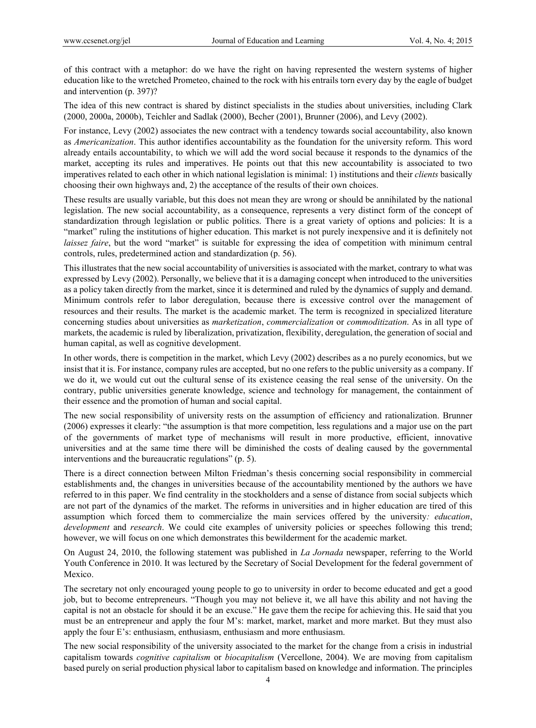of this contract with a metaphor: do we have the right on having represented the western systems of higher education like to the wretched Prometeo, chained to the rock with his entrails torn every day by the eagle of budget and intervention (p. 397)?

The idea of this new contract is shared by distinct specialists in the studies about universities, including Clark (2000, 2000a, 2000b), Teichler and Sadlak (2000), Becher (2001), Brunner (2006), and Levy (2002).

For instance, Levy (2002) associates the new contract with a tendency towards social accountability, also known as *Americanization*. This author identifies accountability as the foundation for the university reform. This word already entails accountability, to which we will add the word social because it responds to the dynamics of the market, accepting its rules and imperatives. He points out that this new accountability is associated to two imperatives related to each other in which national legislation is minimal: 1) institutions and their *clients* basically choosing their own highways and, 2) the acceptance of the results of their own choices.

These results are usually variable, but this does not mean they are wrong or should be annihilated by the national legislation. The new social accountability, as a consequence, represents a very distinct form of the concept of standardization through legislation or public politics. There is a great variety of options and policies: It is a "market" ruling the institutions of higher education. This market is not purely inexpensive and it is definitely not *laissez faire*, but the word "market" is suitable for expressing the idea of competition with minimum central controls, rules, predetermined action and standardization (p. 56).

This illustrates that the new social accountability of universities is associated with the market, contrary to what was expressed by Levy (2002). Personally, we believe that it is a damaging concept when introduced to the universities as a policy taken directly from the market, since it is determined and ruled by the dynamics of supply and demand. Minimum controls refer to labor deregulation, because there is excessive control over the management of resources and their results. The market is the academic market. The term is recognized in specialized literature concerning studies about universities as *marketization*, *commercialization* or *commoditization*. As in all type of markets, the academic is ruled by liberalization, privatization, flexibility, deregulation, the generation of social and human capital, as well as cognitive development.

In other words, there is competition in the market, which Levy (2002) describes as a no purely economics, but we insist that it is. For instance, company rules are accepted, but no one refers to the public university as a company. If we do it, we would cut out the cultural sense of its existence ceasing the real sense of the university. On the contrary, public universities generate knowledge, science and technology for management, the containment of their essence and the promotion of human and social capital.

The new social responsibility of university rests on the assumption of efficiency and rationalization. Brunner (2006) expresses it clearly: "the assumption is that more competition, less regulations and a major use on the part of the governments of market type of mechanisms will result in more productive, efficient, innovative universities and at the same time there will be diminished the costs of dealing caused by the governmental interventions and the bureaucratic regulations" (p. 5).

There is a direct connection between Milton Friedman's thesis concerning social responsibility in commercial establishments and, the changes in universities because of the accountability mentioned by the authors we have referred to in this paper. We find centrality in the stockholders and a sense of distance from social subjects which are not part of the dynamics of the market. The reforms in universities and in higher education are tired of this assumption which forced them to commercialize the main services offered by the university*: education*, *development* and *research*. We could cite examples of university policies or speeches following this trend; however, we will focus on one which demonstrates this bewilderment for the academic market.

On August 24, 2010, the following statement was published in *La Jornada* newspaper, referring to the World Youth Conference in 2010. It was lectured by the Secretary of Social Development for the federal government of Mexico.

The secretary not only encouraged young people to go to university in order to become educated and get a good job, but to become entrepreneurs. "Though you may not believe it, we all have this ability and not having the capital is not an obstacle for should it be an excuse." He gave them the recipe for achieving this. He said that you must be an entrepreneur and apply the four M's: market, market, market and more market. But they must also apply the four E's: enthusiasm, enthusiasm, enthusiasm and more enthusiasm.

The new social responsibility of the university associated to the market for the change from a crisis in industrial capitalism towards *cognitive capitalism* or *biocapitalism* (Vercellone, 2004). We are moving from capitalism based purely on serial production physical labor to capitalism based on knowledge and information. The principles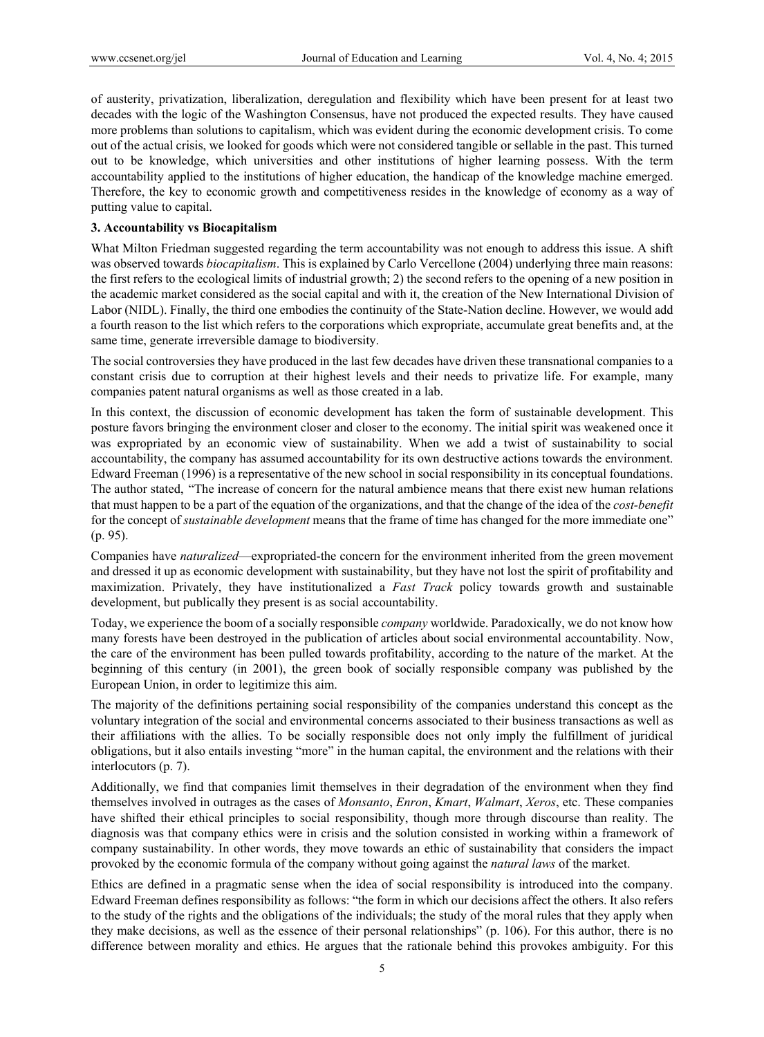of austerity, privatization, liberalization, deregulation and flexibility which have been present for at least two decades with the logic of the Washington Consensus, have not produced the expected results. They have caused more problems than solutions to capitalism, which was evident during the economic development crisis. To come out of the actual crisis, we looked for goods which were not considered tangible or sellable in the past. This turned out to be knowledge, which universities and other institutions of higher learning possess. With the term accountability applied to the institutions of higher education, the handicap of the knowledge machine emerged. Therefore, the key to economic growth and competitiveness resides in the knowledge of economy as a way of putting value to capital.

### 3. Accountability vs Biocapitalism

What Milton Friedman suggested regarding the term accountability was not enough to address this issue. A shift was observed towards *biocapitalism*. This is explained by Carlo Vercellone (2004) underlying three main reasons: the first refers to the ecological limits of industrial growth; 2) the second refers to the opening of a new position in the academic market considered as the social capital and with it, the creation of the New International Division of Labor (NIDL). Finally, the third one embodies the continuity of the State-Nation decline. However, we would add a fourth reason to the list which refers to the corporations which expropriate, accumulate great benefits and, at the same time, generate irreversible damage to biodiversity.

The social controversies they have produced in the last few decades have driven these transnational companies to a constant crisis due to corruption at their highest levels and their needs to privatize life. For example, many companies patent natural organisms as well as those created in a lab.

In this context, the discussion of economic development has taken the form of sustainable development. This posture favors bringing the environment closer and closer to the economy. The initial spirit was weakened once it was expropriated by an economic view of sustainability. When we add a twist of sustainability to social accountability, the company has assumed accountability for its own destructive actions towards the environment. Edward Freeman (1996) is a representative of the new school in social responsibility in its conceptual foundations. The author stated, "The increase of concern for the natural ambience means that there exist new human relations that must happen to be a part of the equation of the organizations, and that the change of the idea of the *cost-benefit* for the concept of *sustainable development* means that the frame of time has changed for the more immediate one" (p. 95).

Companies have *naturalized*—expropriated-the concern for the environment inherited from the green movement and dressed it up as economic development with sustainability, but they have not lost the spirit of profitability and maximization. Privately, they have institutionalized a *Fast Track* policy towards growth and sustainable development, but publically they present is as social accountability.

Today, we experience the boom of a socially responsible *company* worldwide. Paradoxically, we do not know how many forests have been destroyed in the publication of articles about social environmental accountability. Now, the care of the environment has been pulled towards profitability, according to the nature of the market. At the beginning of this century (in 2001), the green book of socially responsible company was published by the European Union, in order to legitimize this aim.

The majority of the definitions pertaining social responsibility of the companies understand this concept as the voluntary integration of the social and environmental concerns associated to their business transactions as well as their affiliations with the allies. To be socially responsible does not only imply the fulfillment of juridical obligations, but it also entails investing "more" in the human capital, the environment and the relations with their interlocutors (p. 7).

Additionally, we find that companies limit themselves in their degradation of the environment when they find themselves involved in outrages as the cases of *Monsanto*, *Enron*, *Kmart*, *Walmart*, *Xeros*, etc. These companies have shifted their ethical principles to social responsibility, though more through discourse than reality. The diagnosis was that company ethics were in crisis and the solution consisted in working within a framework of company sustainability. In other words, they move towards an ethic of sustainability that considers the impact provoked by the economic formula of the company without going against the *natural laws* of the market.

Ethics are defined in a pragmatic sense when the idea of social responsibility is introduced into the company. Edward Freeman defines responsibility as follows: "the form in which our decisions affect the others. It also refers to the study of the rights and the obligations of the individuals; the study of the moral rules that they apply when they make decisions, as well as the essence of their personal relationships" (p. 106). For this author, there is no difference between morality and ethics. He argues that the rationale behind this provokes ambiguity. For this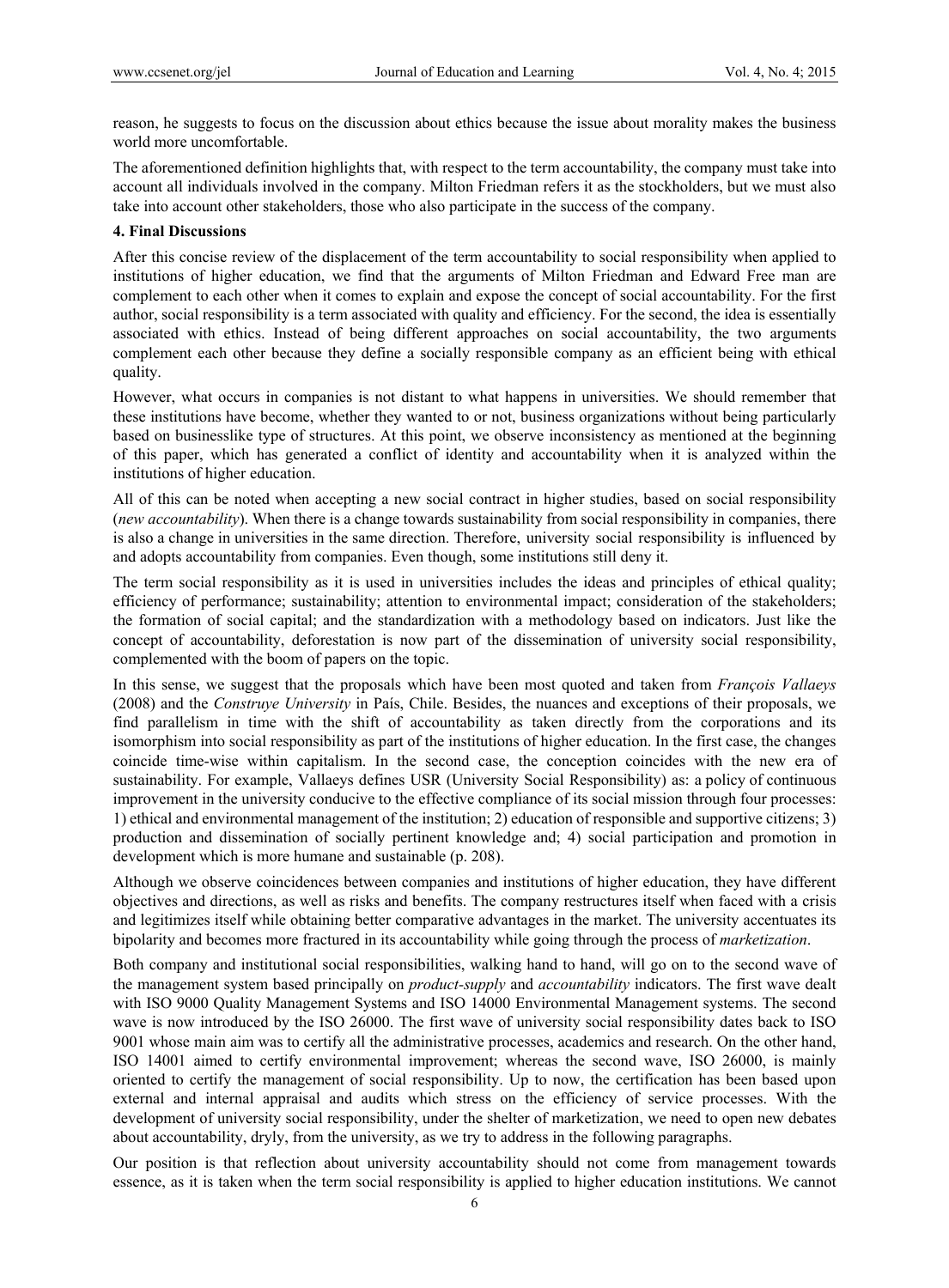reason, he suggests to focus on the discussion about ethics because the issue about morality makes the business world more uncomfortable.

The aforementioned definition highlights that, with respect to the term accountability, the company must take into account all individuals involved in the company. Milton Friedman refers it as the stockholders, but we must also take into account other stakeholders, those who also participate in the success of the company.

**4. Final Discussions**

After this concise review of the displacement of the term accountability to social responsibility when applied to institutions of higher education, we find that the arguments of Milton Friedman and Edward Free man are complement to each other when it comes to explain and expose the concept of social accountability. For the first author, social responsibility is a term associated with quality and efficiency. For the second, the idea is essentially associated with ethics. Instead of being different approaches on social accountability, the two arguments complement each other because they define a socially responsible company as an efficient being with ethical quality.

However, what occurs in companies is not distant to what happens in universities. We should remember that these institutions have become, whether they wanted to or not, business organizations without being particularly based on businesslike type of structures. At this point, we observe inconsistency as mentioned at the beginning of this paper, which has generated a conflict of identity and accountability when it is analyzed within the institutions of higher education.

All of this can be noted when accepting a new social contract in higher studies, based on social responsibility (*new accountability*). When there is a change towards sustainability from social responsibility in companies, there is also a change in universities in the same direction. Therefore, university social responsibility is influenced by and adopts accountability from companies. Even though, some institutions still deny it.

The term social responsibility as it is used in universities includes the ideas and principles of ethical quality; efficiency of performance; sustainability; attention to environmental impact; consideration of the stakeholders; the formation of social capital; and the standardization with a methodology based on indicators. Just like the concept of accountability, deforestation is now part of the dissemination of university social responsibility, complemented with the boom of papers on the topic.

In this sense, we suggest that the proposals which have been most quoted and taken from *François Vallaeys* (2008) and the *Construye University* in País, Chile. Besides, the nuances and exceptions of their proposals, we find parallelism in time with the shift of accountability as taken directly from the corporations and its isomorphism into social responsibility as part of the institutions of higher education. In the first case, the changes coincide time-wise within capitalism. In the second case, the conception coincides with the new era of sustainability. For example, Vallaeys defines USR (University Social Responsibility) as: a policy of continuous improvement in the university conducive to the effective compliance of its social mission through four processes: 1) ethical and environmental management of the institution; 2) education of responsible and supportive citizens; 3) production and dissemination of socially pertinent knowledge and; 4) social participation and promotion in development which is more humane and sustainable (p. 208).

Although we observe coincidences between companies and institutions of higher education, they have different objectives and directions, as well as risks and benefits. The company restructures itself when faced with a crisis and legitimizes itself while obtaining better comparative advantages in the market. The university accentuates its bipolarity and becomes more fractured in its accountability while going through the process of *marketization*.

Both company and institutional social responsibilities, walking hand to hand, will go on to the second wave of the management system based principally on *product-supply* and *accountability* indicators. The first wave dealt with ISO 9000 Quality Management Systems and ISO 14000 Environmental Management systems. The second wave is now introduced by the ISO 26000. The first wave of university social responsibility dates back to ISO 9001 whose main aim was to certify all the administrative processes, academics and research. On the other hand, ISO 14001 aimed to certify environmental improvement; whereas the second wave, ISO 26000, is mainly oriented to certify the management of social responsibility. Up to now, the certification has been based upon external and internal appraisal and audits which stress on the efficiency of service processes. With the development of university social responsibility, under the shelter of marketization, we need to open new debates about accountability, dryly, from the university, as we try to address in the following paragraphs.

Our position is that reflection about university accountability should not come from management towards essence, as it is taken when the term social responsibility is applied to higher education institutions. We cannot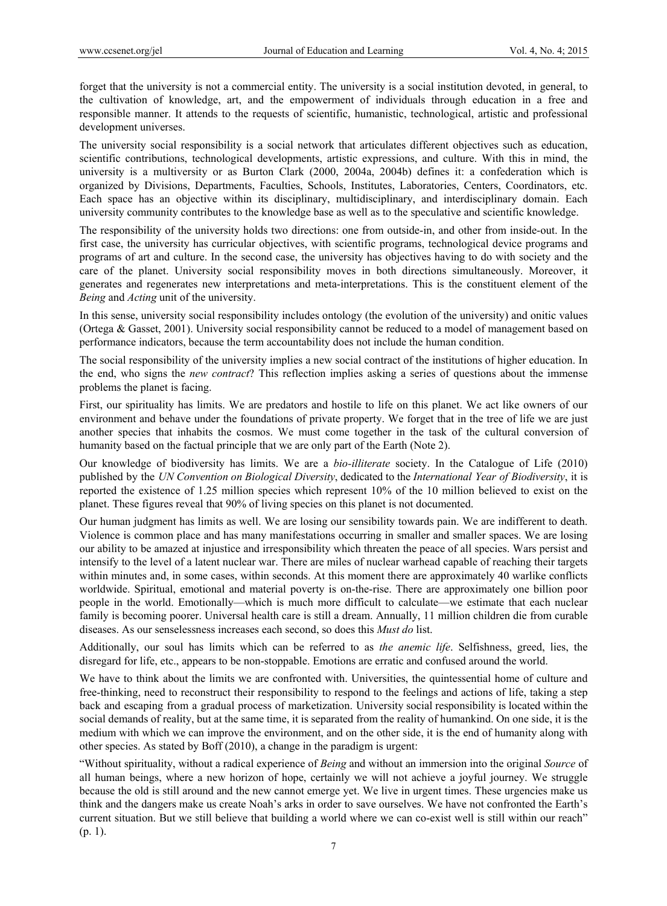forget that the university is not a commercial entity. The university is a social institution devoted, in general, to the cultivation of knowledge, art, and the empowerment of individuals through education in a free and responsible manner. It attends to the requests of scientific, humanistic, technological, artistic and professional development universes.

The university social responsibility is a social network that articulates different objectives such as education, scientific contributions, technological developments, artistic expressions, and culture. With this in mind, the university is a multiversity or as Burton Clark (2000, 2004a, 2004b) defines it: a confederation which is organized by Divisions, Departments, Faculties, Schools, Institutes, Laboratories, Centers, Coordinators, etc. Each space has an objective within its disciplinary, multidisciplinary, and interdisciplinary domain. Each university community contributes to the knowledge base as well as to the speculative and scientific knowledge.

The responsibility of the university holds two directions: one from outside-in, and other from inside-out. In the first case, the university has curricular objectives, with scientific programs, technological device programs and programs of art and culture. In the second case, the university has objectives having to do with society and the care of the planet. University social responsibility moves in both directions simultaneously. Moreover, it generates and regenerates new interpretations and meta-interpretations. This is the constituent element of the *Being* and *Acting* unit of the university.

In this sense, university social responsibility includes ontology (the evolution of the university) and onitic values (Ortega & Gasset, 2001). University social responsibility cannot be reduced to a model of management based on performance indicators, because the term accountability does not include the human condition.

The social responsibility of the university implies a new social contract of the institutions of higher education. In the end, who signs the *new contract*? This reflection implies asking a series of questions about the immense problems the planet is facing.

First, our spirituality has limits. We are predators and hostile to life on this planet. We act like owners of our environment and behave under the foundations of private property. We forget that in the tree of life we are just another species that inhabits the cosmos. We must come together in the task of the cultural conversion of humanity based on the factual principle that we are only part of the Earth (Note 2).

Our knowledge of biodiversity has limits. We are a *bio-illiterate* society. In the Catalogue of Life (2010) published by the *UN Convention on Biological Diversity*, dedicated to the *International Year of Biodiversity*, it is reported the existence of 1.25 million species which represent 10% of the 10 million believed to exist on the planet. These figures reveal that 90% of living species on this planet is not documented.

Our human judgment has limits as well. We are losing our sensibility towards pain. We are indifferent to death. Violence is common place and has many manifestations occurring in smaller and smaller spaces. We are losing our ability to be amazed at injustice and irresponsibility which threaten the peace of all species. Wars persist and intensify to the level of a latent nuclear war. There are miles of nuclear warhead capable of reaching their targets within minutes and, in some cases, within seconds. At this moment there are approximately 40 warlike conflicts worldwide. Spiritual, emotional and material poverty is on-the-rise. There are approximately one billion poor people in the world. Emotionally—which is much more difficult to calculate—we estimate that each nuclear family is becoming poorer. Universal health care is still a dream. Annually, 11 million children die from curable diseases. As our senselessness increases each second, so does this *Must do* list.

Additionally, our soul has limits which can be referred to as *the anemic life*. Selfishness, greed, lies, the disregard for life, etc., appears to be non-stoppable. Emotions are erratic and confused around the world.

We have to think about the limits we are confronted with. Universities, the quintessential home of culture and free-thinking, need to reconstruct their responsibility to respond to the feelings and actions of life, taking a step back and escaping from a gradual process of marketization. University social responsibility is located within the social demands of reality, but at the same time, it is separated from the reality of humankind. On one side, it is the medium with which we can improve the environment, and on the other side, it is the end of humanity along with other species. As stated by Boff (2010), a change in the paradigm is urgent:

"Without spirituality, without a radical experience of *Being* and without an immersion into the original *Source* of all human beings, where a new horizon of hope, certainly we will not achieve a joyful journey. We struggle because the old is still around and the new cannot emerge yet. We live in urgent times. These urgencies make us think and the dangers make us create Noah's arks in order to save ourselves. We have not confronted the Earth's current situation. But we still believe that building a world where we can co-exist well is still within our reach" (p. 1).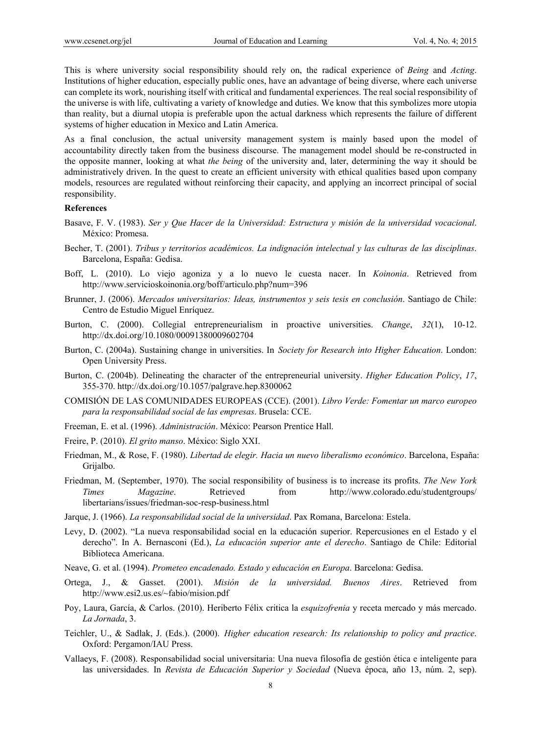This is where university social responsibility should rely on, the radical experience of *Being* and *Acting*. Institutions of higher education, especially public ones, have an advantage of being diverse, where each universe can complete its work, nourishing itself with critical and fundamental experiences. The real social responsibility of the universe is with life, cultivating a variety of knowledge and duties. We know that this symbolizes more utopia than reality, but a diurnal utopia is preferable upon the actual darkness which represents the failure of different systems of higher education in Mexico and Latin America.

As a final conclusion, the actual university management system is mainly based upon the model of accountability directly taken from the business discourse. The management model should be re-constructed in the opposite manner, looking at what *the being* of the university and, later, determining the way it should be administratively driven. In the quest to create an efficient university with ethical qualities based upon company models, resources are regulated without reinforcing their capacity, and applying an incorrect principal of social responsibility.

## References

Basave, F. V. (1983). *Ser y Que Hacer de la Universidad: Estructura y misión de la universidad vocacional*. México: Promesa.

Becher, T. (2001). *Tribus y territorios académicos. La indignación intelectual y las culturas de las disciplinas*. Barcelona, España: Gedisa.

Boff, L. (2010). Lo viejo agoniza y a lo nuevo le cuesta nacer. In *Koinonia*. Retrieved from http://www.servicioskoinonia.org/boff/articulo.php?num=396

Brunner, J. (2006). *Mercados universitarios: Ideas, instrumentos y seis tesis en conclusión*. Santiago de Chile: Centro de Estudio Miguel Enríquez.

Burton, C. (2000). Collegial entrepreneurialism in proactive universities. *Change*, *32*(1), 10-12. http://dx.doi.org/10.1080/00091380009602704

Burton, C. (2004a). Sustaining change in universities. In *Society for Research into Higher Education*. London: Open University Press.

Burton, C. (2004b). Delineating the character of the entrepreneurial university. *Higher Education Policy*, *17*, 355-370. http://dx.doi.org/10.1057/palgrave.hep.8300062

COMISIÓN DE LAS COMUNIDADES EUROPEAS (CCE). (2001). *Libro Verde: Fomentar un marco europeo para la responsabilidad social de las empresas*. Brusela: CCE.

Freeman, E. et al. (1996). *Administración*. México: Pearson Prentice Hall.

Freire, P. (2010). *El grito manso*. México: Siglo XXI.

Friedman, M., & Rose, F. (1980). *Libertad de elegir. Hacia un nuevo liberalismo económico*. Barcelona, España: Grijalbo.

Friedman, M. (September, 1970). The social responsibility of business is to increase its profits. *The New York Times Magazine*. Retrieved from http://www.colorado.edu/studentgroups/libertarians/issues/friedman-soc-resp-business.html

Jarque, J. (1966). *La responsabilidad social de la universidad*. Pax Romana, Barcelona: Estela.

Levy, D. (2002). "La nueva responsabilidad social en la educación superior. Repercusiones en el Estado y el derecho". In A. Bernasconi (Ed.), *La educación superior ante el derecho*. Santiago de Chile: Editorial Biblioteca Americana.

Neave, G. et al. (1994). *Prometeo encadenado. Estado y educación en Europa*. Barcelona: Gedisa.

Ortega, J., & Gasset. (2001). *Misión de la universidad. Buenos Aires*. Retrieved from http://www.esi2.us.es/~fabio/mision.pdf

Poy, Laura, García, & Carlos. (2010). Heriberto Félix critica la *esquizofrenia* y receta mercado y más mercado. *La Jornada*, 3.

Teichler, U., & Sadlak, J. (Eds.). (2000). *Higher education research: Its relationship to policy and practice*. Oxford: Pergamon/IAU Press.

Vallaeys, F. (2008). Responsabilidad social universitaria: Una nueva filosofía de gestión ética e inteligente para las universidades. In *Revista de Educación Superior y Sociedad* (Nueva época, año 13, núm. 2, sep).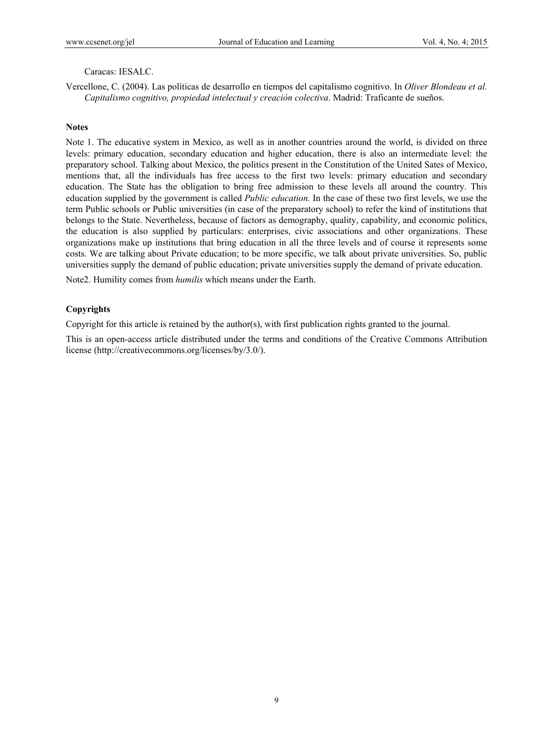Caracas: IESALC.

Vercellone, C. (2004). Las políticas de desarrollo en tiempos del capitalismo cognitivo. In *Oliver Blondeau et al. Capitalismo cognitivo, propiedad intelectual y creación colectiva*. Madrid: Traficante de sueños.

**Notes**

Note 1. The educative system in Mexico, as well as in another countries around the world, is divided on three levels: primary education, secondary education and higher education, there is also an intermediate level: the preparatory school. Talking about Mexico, the politics present in the Constitution of the United Sates of Mexico, mentions that, all the individuals has free access to the first two levels: primary education and secondary education. The State has the obligation to bring free admission to these levels all around the country. This education supplied by the government is called *Public education.* In the case of these two first levels, we use the term Public schools or Public universities (in case of the preparatory school) to refer the kind of institutions that belongs to the State. Nevertheless, because of factors as demography, quality, capability, and economic politics, the education is also supplied by particulars: enterprises, civic associations and other organizations. These organizations make up institutions that bring education in all the three levels and of course it represents some costs. We are talking about Private education; to be more specific, we talk about private universities. So, public universities supply the demand of public education; private universities supply the demand of private education.

Note2. Humility comes from *humilis* which means under the Earth.

**Copyrights**

Copyright for this article is retained by the author(s), with first publication rights granted to the journal.

This is an open-access article distributed under the terms and conditions of the Creative Commons Attribution license (http://creativecommons.org/licenses/by/3.0/).